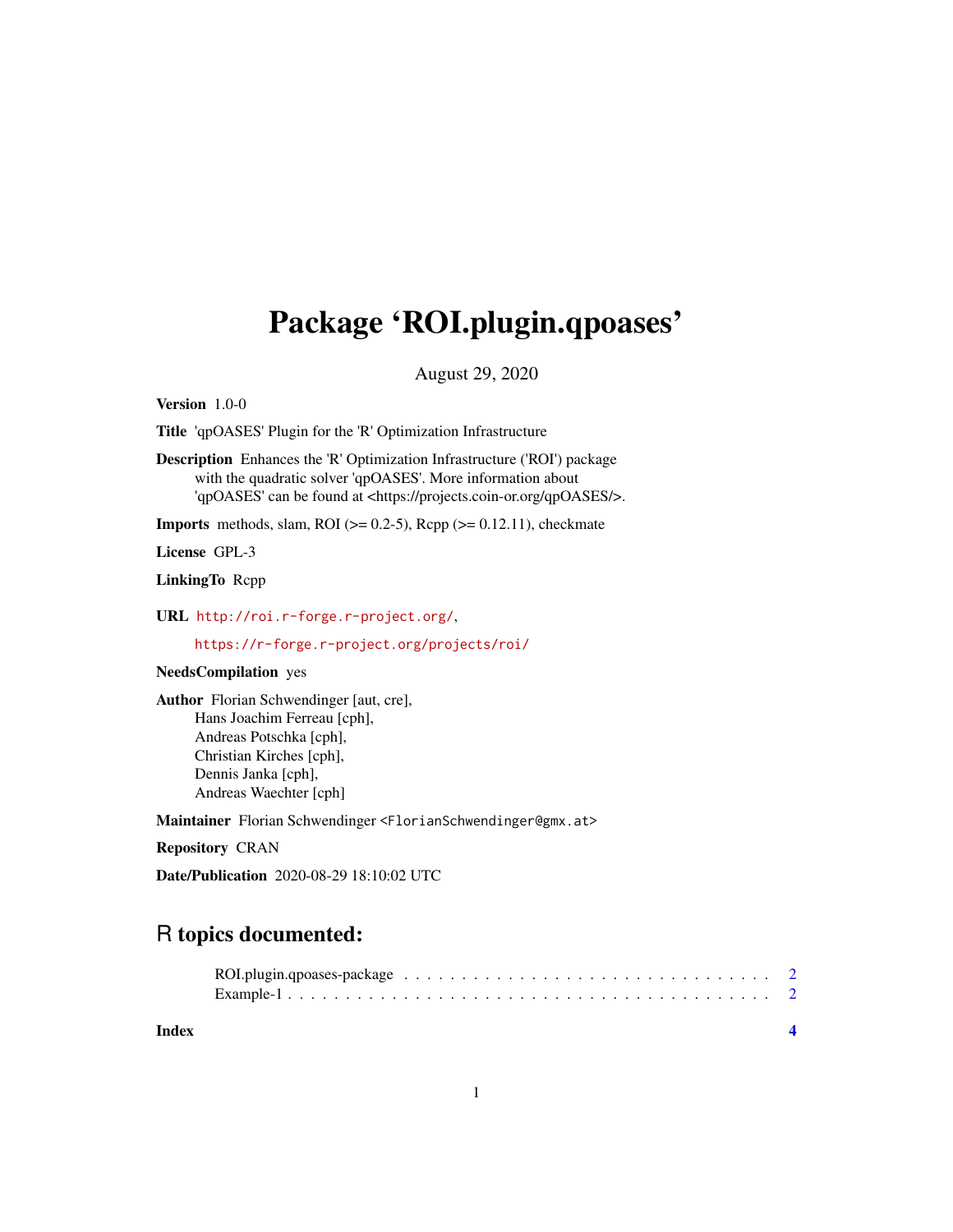# Package 'ROI.plugin.qpoases'

August 29, 2020

**Version** 1.0-0

**Title** 'qpOASES' Plugin for the 'R' Optimization Infrastructure

**Description** Enhances the 'R' Optimization Infrastructure ('ROI') package with the quadratic solver 'qpOASES'. More information about 'qpOASES' can be found at <https://projects.coin-or.org/qpOASES/>.

**Imports** methods, slam, ROI (>= 0.2-5), Rcpp (>= 0.12.11), checkmate

**License** GPL-3

**LinkingTo** Rcpp

**URL** http://roi.r-forge.r-project.org/,
https://r-forge.r-project.org/projects/roi/

**NeedsCompilation** yes

**Author** Florian Schwendinger [aut, cre],
Hans Joachim Ferreau [cph],
Andreas Potschka [cph],
Christian Kirches [cph],
Dennis Janka [cph],
Andreas Waechter [cph]

**Maintainer** Florian Schwendinger <FlorianSchwendinger@gmx.at>

**Repository** CRAN

**Date/Publication** 2020-08-29 18:10:02 UTC

## R topics documented:

ROI.plugin.qpoases-package . . . . . . . . . . . . . . . . . . . . . . . . . . . . . . . 2
Example-1 . . . . . . . . . . . . . . . . . . . . . . . . . . . . . . . . . . . . . . . . 2

**Index** **4**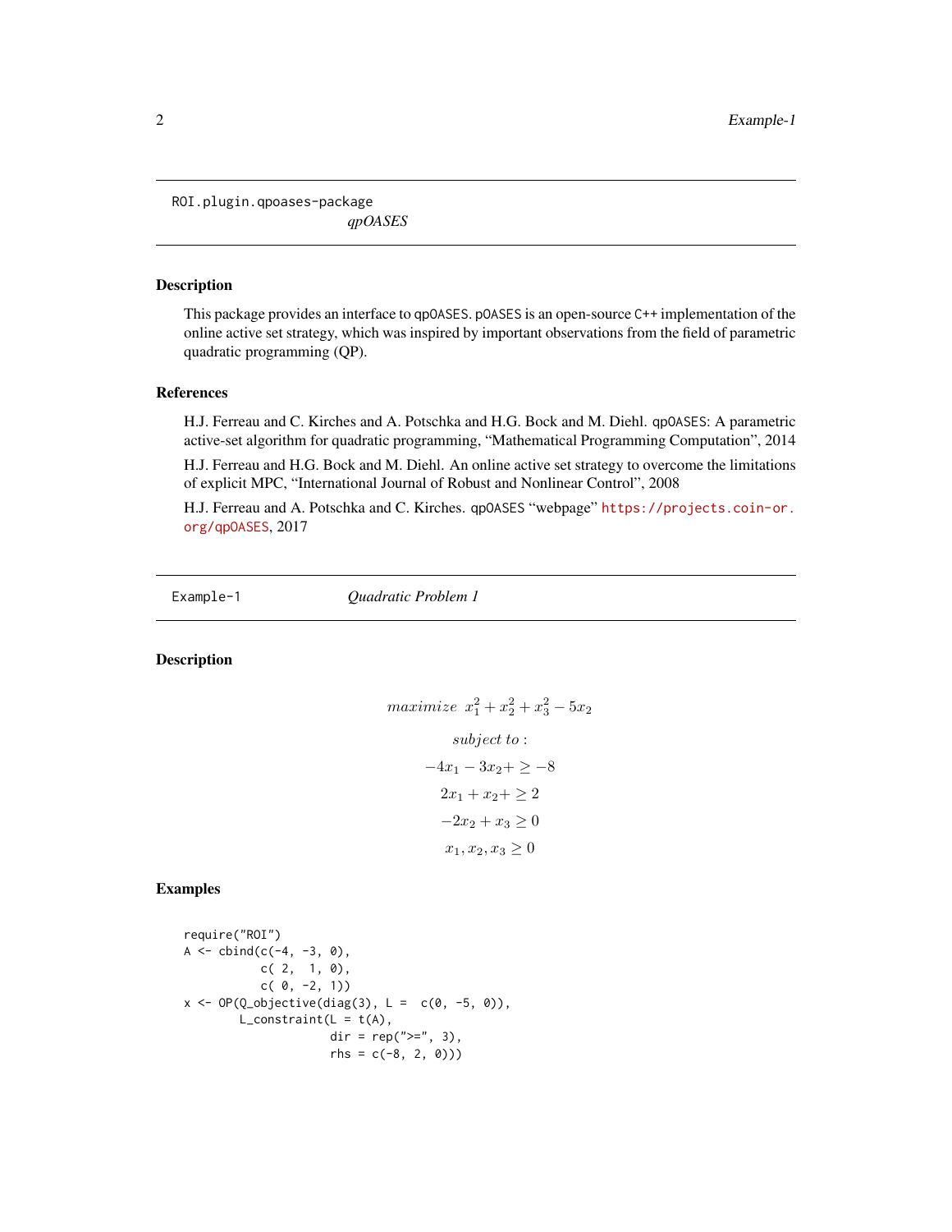ROI.plugin.qpoases-package    *qpOASES*

## Description

This package provides an interface to qpOASES. pOASES is an open-source C++ implementation of the online active set strategy, which was inspired by important observations from the field of parametric quadratic programming (QP).

## References

H.J. Ferreau and C. Kirches and A. Potschka and H.G. Bock and M. Diehl. qpOASES: A parametric active-set algorithm for quadratic programming, "Mathematical Programming Computation", 2014

H.J. Ferreau and H.G. Bock and M. Diehl. An online active set strategy to overcome the limitations of explicit MPC, "International Journal of Robust and Nonlinear Control", 2008

H.J. Ferreau and A. Potschka and C. Kirches. qpOASES "webpage" https://projects.coin-or.org/qpOASES, 2017

---

Example-1    *Quadratic Problem 1*

## Description

$$maximize \;\; x_1^2 + x_2^2 + x_3^2 - 5x_2$$

$$subject \; to:$$

$$-4x_1 - 3x_2 + \geq -8$$

$$2x_1 + x_2 + \geq 2$$

$$-2x_2 + x_3 \geq 0$$

$$x_1, x_2, x_3 \geq 0$$

## Examples

```
require("ROI")
A <- cbind(c(-4, -3, 0),
           c( 2,  1, 0),
           c( 0, -2, 1))
x <- OP(Q_objective(diag(3), L =  c(0, -5, 0)),
        L_constraint(L = t(A),
                     dir = rep(">=", 3),
                     rhs = c(-8, 2, 0)))
```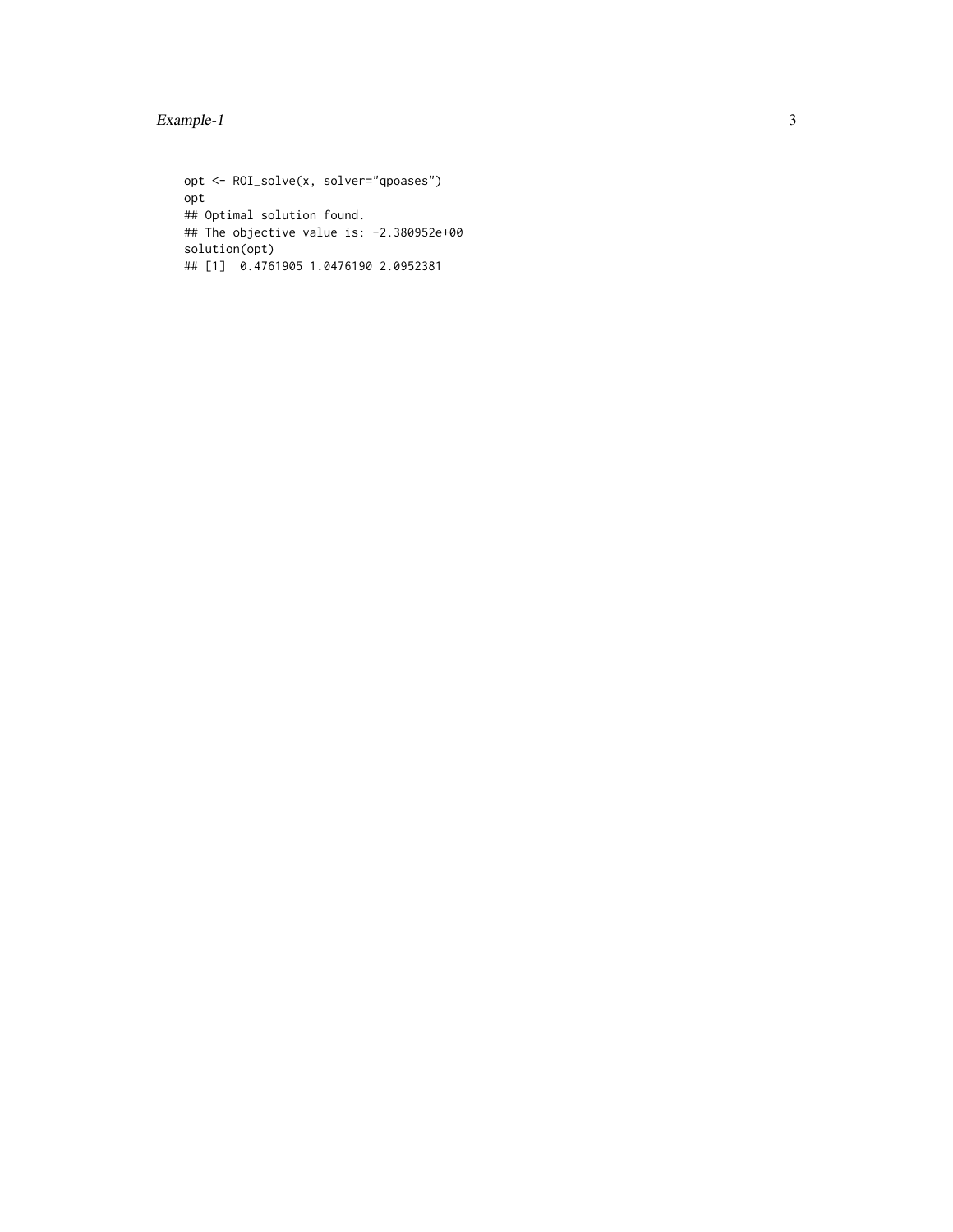```
opt <- ROI_solve(x, solver="qpoases")
opt
## Optimal solution found.
## The objective value is: -2.380952e+00
solution(opt)
## [1]  0.4761905 1.0476190 2.0952381
```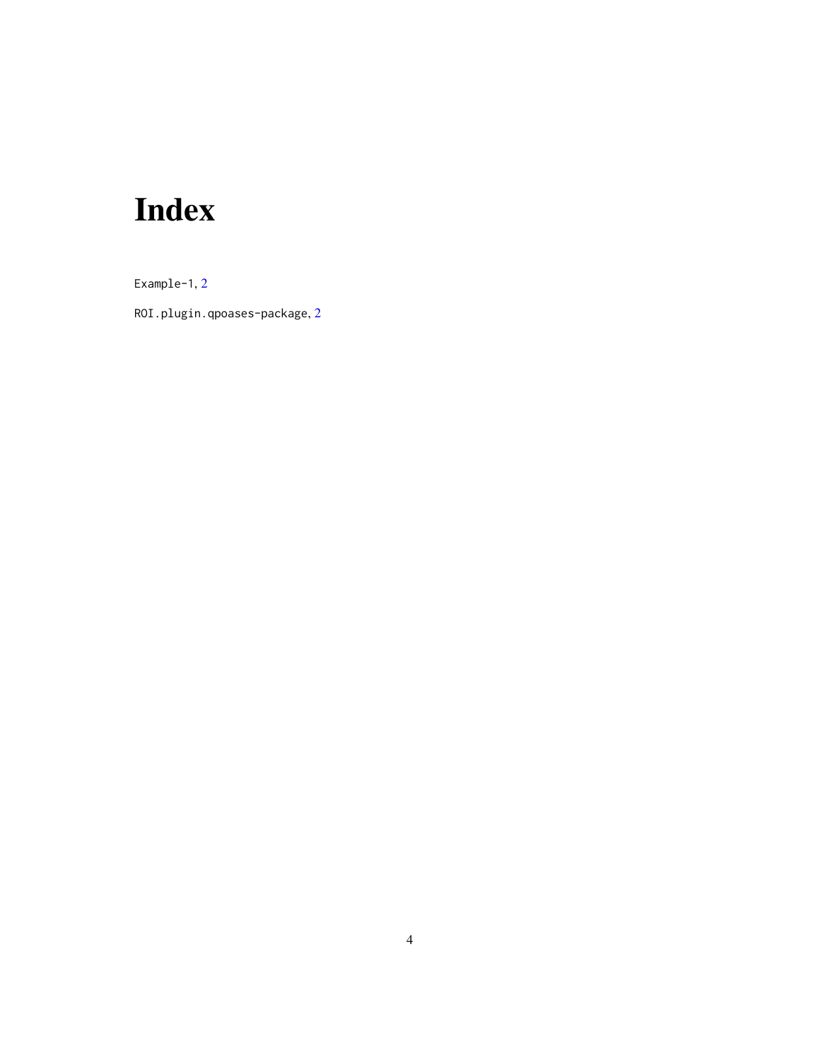# Index

Example-1, 2

ROI.plugin.qpoases-package, 2